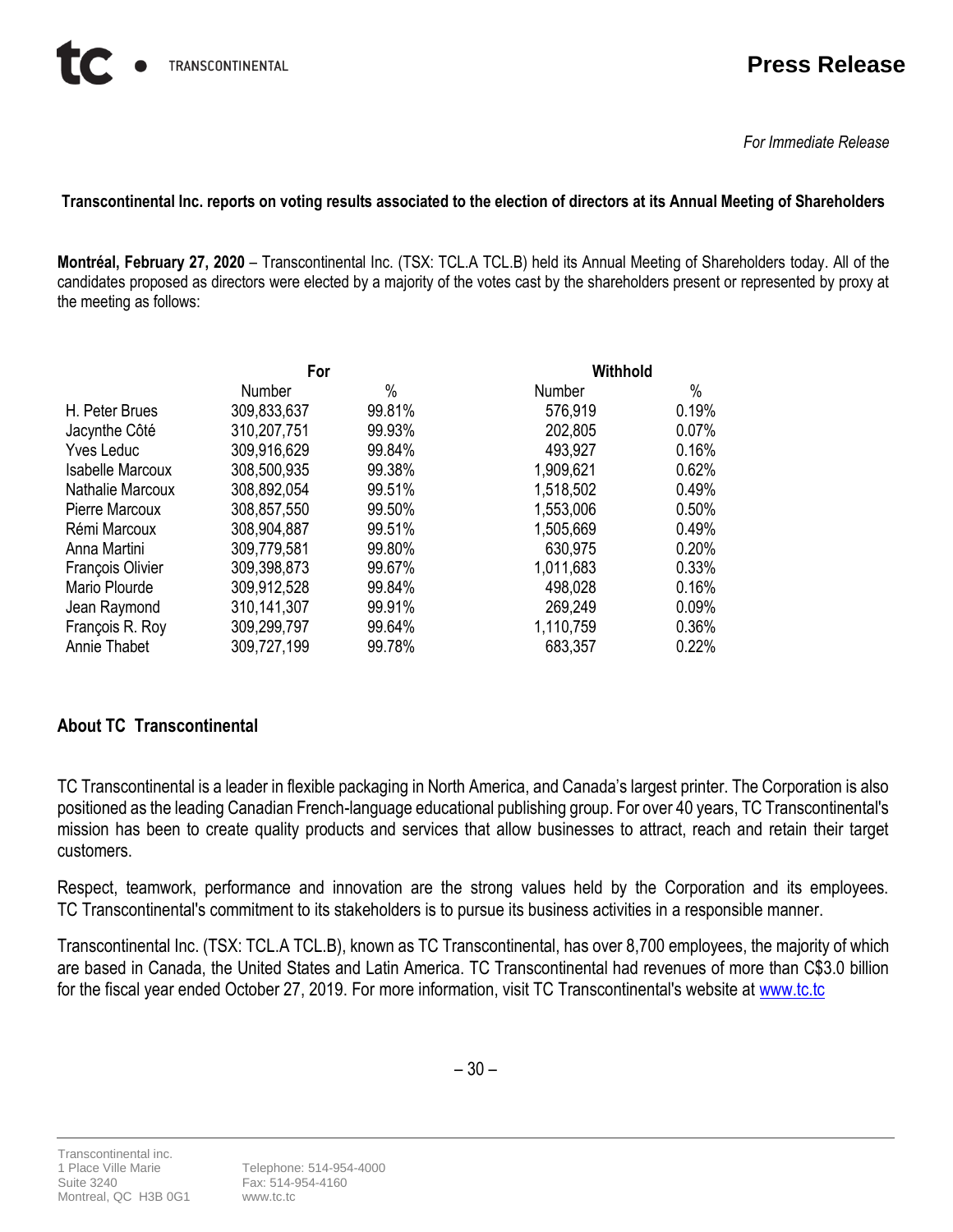**Press Release**

*For Immediate Release*

**Transcontinental Inc. reports on voting results associated to the election of directors at its Annual Meeting of Shareholders**

**Montréal, February 27, 2020** – Transcontinental Inc. (TSX: TCL.A TCL.B) held its Annual Meeting of Shareholders today. All of the candidates proposed as directors were elected by a majority of the votes cast by the shareholders present or represented by proxy at the meeting as follows:

| | For | | Withhold | |
|---|---|---|---|---|
| | Number | % | Number | % |
| H. Peter Brues | 309,833,637 | 99.81% | 576,919 | 0.19% |
| Jacynthe Côté | 310,207,751 | 99.93% | 202,805 | 0.07% |
| Yves Leduc | 309,916,629 | 99.84% | 493,927 | 0.16% |
| Isabelle Marcoux | 308,500,935 | 99.38% | 1,909,621 | 0.62% |
| Nathalie Marcoux | 308,892,054 | 99.51% | 1,518,502 | 0.49% |
| Pierre Marcoux | 308,857,550 | 99.50% | 1,553,006 | 0.50% |
| Rémi Marcoux | 308,904,887 | 99.51% | 1,505,669 | 0.49% |
| Anna Martini | 309,779,581 | 99.80% | 630,975 | 0.20% |
| François Olivier | 309,398,873 | 99.67% | 1,011,683 | 0.33% |
| Mario Plourde | 309,912,528 | 99.84% | 498,028 | 0.16% |
| Jean Raymond | 310,141,307 | 99.91% | 269,249 | 0.09% |
| François R. Roy | 309,299,797 | 99.64% | 1,110,759 | 0.36% |
| Annie Thabet | 309,727,199 | 99.78% | 683,357 | 0.22% |

## About TC Transcontinental

TC Transcontinental is a leader in flexible packaging in North America, and Canada's largest printer. The Corporation is also positioned as the leading Canadian French-language educational publishing group. For over 40 years, TC Transcontinental's mission has been to create quality products and services that allow businesses to attract, reach and retain their target customers.

Respect, teamwork, performance and innovation are the strong values held by the Corporation and its employees. TC Transcontinental's commitment to its stakeholders is to pursue its business activities in a responsible manner.

Transcontinental Inc. (TSX: TCL.A TCL.B), known as TC Transcontinental, has over 8,700 employees, the majority of which are based in Canada, the United States and Latin America. TC Transcontinental had revenues of more than C$3.0 billion for the fiscal year ended October 27, 2019. For more information, visit TC Transcontinental's website at www.tc.tc

– 30 –

Transcontinental inc.
1 Place Ville Marie
Suite 3240
Montreal, QC H3B 0G1

Telephone: 514-954-4000
Fax: 514-954-4160
www.tc.tc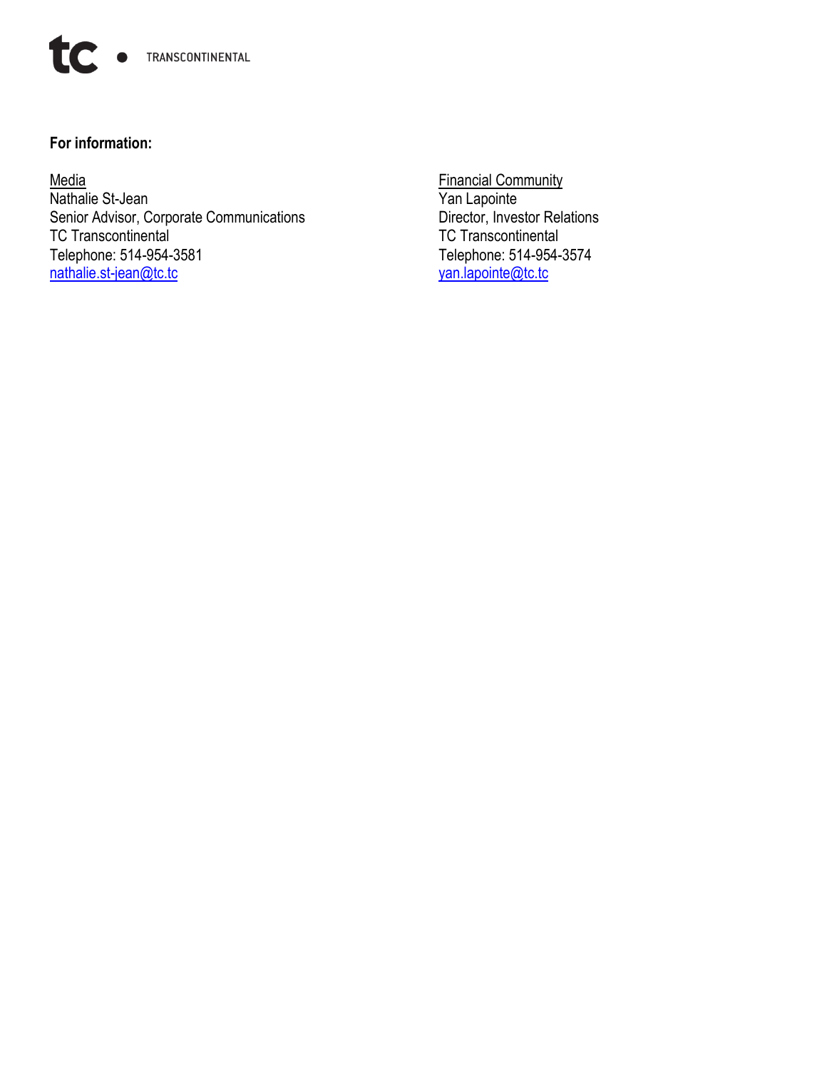**For information:**

Media
Nathalie St-Jean
Senior Advisor, Corporate Communications
TC Transcontinental
Telephone: 514-954-3581
nathalie.st-jean@tc.tc

Financial Community
Yan Lapointe
Director, Investor Relations
TC Transcontinental
Telephone: 514-954-3574
yan.lapointe@tc.tc